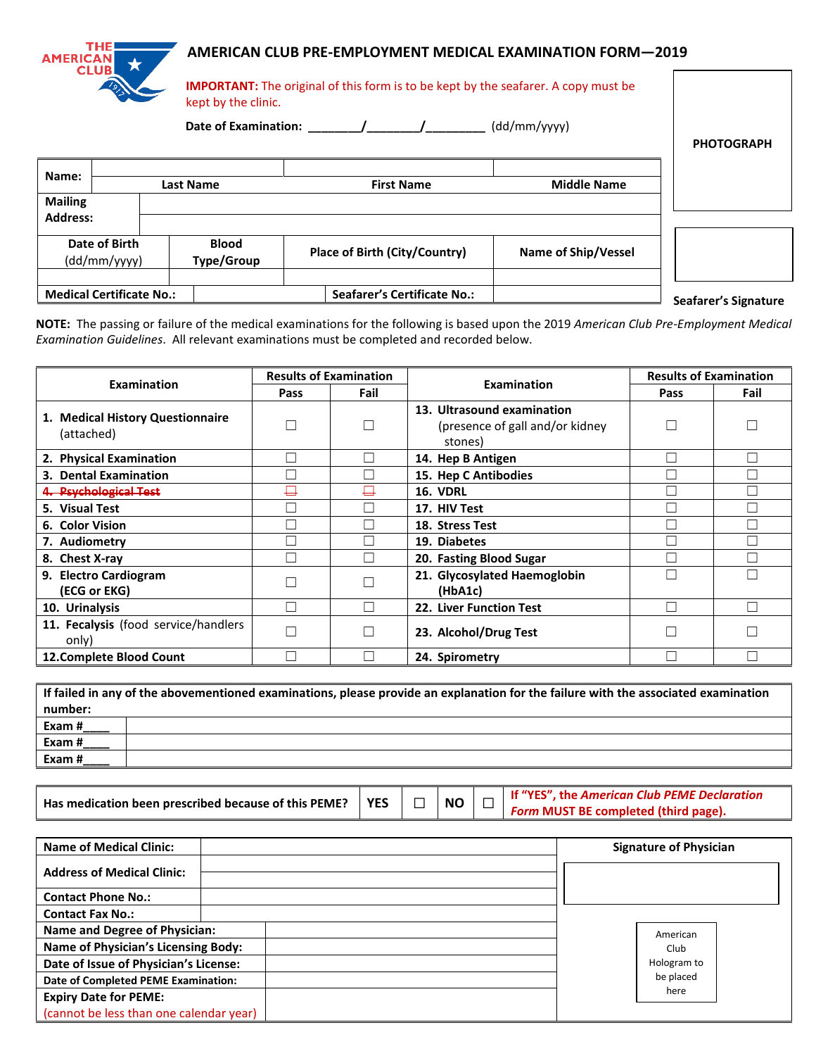# AMERICAN CLUB PRE-EMPLOYMENT MEDICAL EXAMINATION FORM—2019

**IMPORTANT:** The original of this form is to be kept by the seafarer. A copy must be kept by the clinic.

**Date of Examination:** ________/________/_________ (dd/mm/yyyy)

PHOTOGRAPH

| **Name:** | | | |
|---|---|---|---|
| | **Last Name** | **First Name** | **Middle Name** |
| **Mailing Address:** | | | |
| | | | |

| **Date of Birth** (dd/mm/yyyy) | **Blood Type/Group** | **Place of Birth (City/Country)** | **Name of Ship/Vessel** |
|---|---|---|---|
| | | | |
| **Medical Certificate No.:** | | **Seafarer's Certificate No.:** | |

**Seafarer's Signature**

**NOTE:** The passing or failure of the medical examinations for the following is based upon the 2019 *American Club Pre-Employment Medical Examination Guidelines*. All relevant examinations must be completed and recorded below.

| Examination | Results of Examination | | Examination | Results of Examination | |
|---|---|---|---|---|---|
| | Pass | Fail | | Pass | Fail |
| 1. **Medical History Questionnaire** (attached) | ☐ | ☐ | 13. **Ultrasound examination** (presence of gall and/or kidney stones) | ☐ | ☐ |
| 2. **Physical Examination** | ☐ | ☐ | 14. **Hep B Antigen** | ☐ | ☐ |
| 3. **Dental Examination** | ☐ | ☐ | 15. **Hep C Antibodies** | ☐ | ☐ |
| ~~4. Psychological Test~~ | ~~☐~~ | ~~☐~~ | 16. **VDRL** | ☐ | ☐ |
| 5. **Visual Test** | ☐ | ☐ | 17. **HIV Test** | ☐ | ☐ |
| 6. **Color Vision** | ☐ | ☐ | 18. **Stress Test** | ☐ | ☐ |
| 7. **Audiometry** | ☐ | ☐ | 19. **Diabetes** | ☐ | ☐ |
| 8. **Chest X-ray** | ☐ | ☐ | 20. **Fasting Blood Sugar** | ☐ | ☐ |
| 9. **Electro Cardiogram (ECG or EKG)** | ☐ | ☐ | 21. **Glycosylated Haemoglobin (HbA1c)** | ☐ | ☐ |
| 10. **Urinalysis** | ☐ | ☐ | 22. **Liver Function Test** | ☐ | ☐ |
| 11. **Fecalysis** (food service/handlers only) | ☐ | ☐ | 23. **Alcohol/Drug Test** | ☐ | ☐ |
| 12. **Complete Blood Count** | ☐ | ☐ | 24. **Spirometry** | ☐ | ☐ |

| **If failed in any of the abovementioned examinations, please provide an explanation for the failure with the associated examination number:** | |
|---|---|
| Exam #____ | |
| Exam #____ | |
| Exam #____ | |

| **Has medication been prescribed because of this PEME?** | **YES** | ☐ | **NO** | ☐ | **If "YES", the *American Club PEME Declaration Form* MUST BE completed (third page).** |
|---|---|---|---|---|---|

| **Name of Medical Clinic:** | |
|---|---|
| **Address of Medical Clinic:** | |
| **Contact Phone No.:** | |
| **Contact Fax No.:** | |
| **Name and Degree of Physician:** | |
| **Name of Physician's Licensing Body:** | |
| **Date of Issue of Physician's License:** | |
| **Date of Completed PEME Examination:** | |
| **Expiry Date for PEME:** (cannot be less than one calendar year) | |

**Signature of Physician**

American Club Hologram to be placed here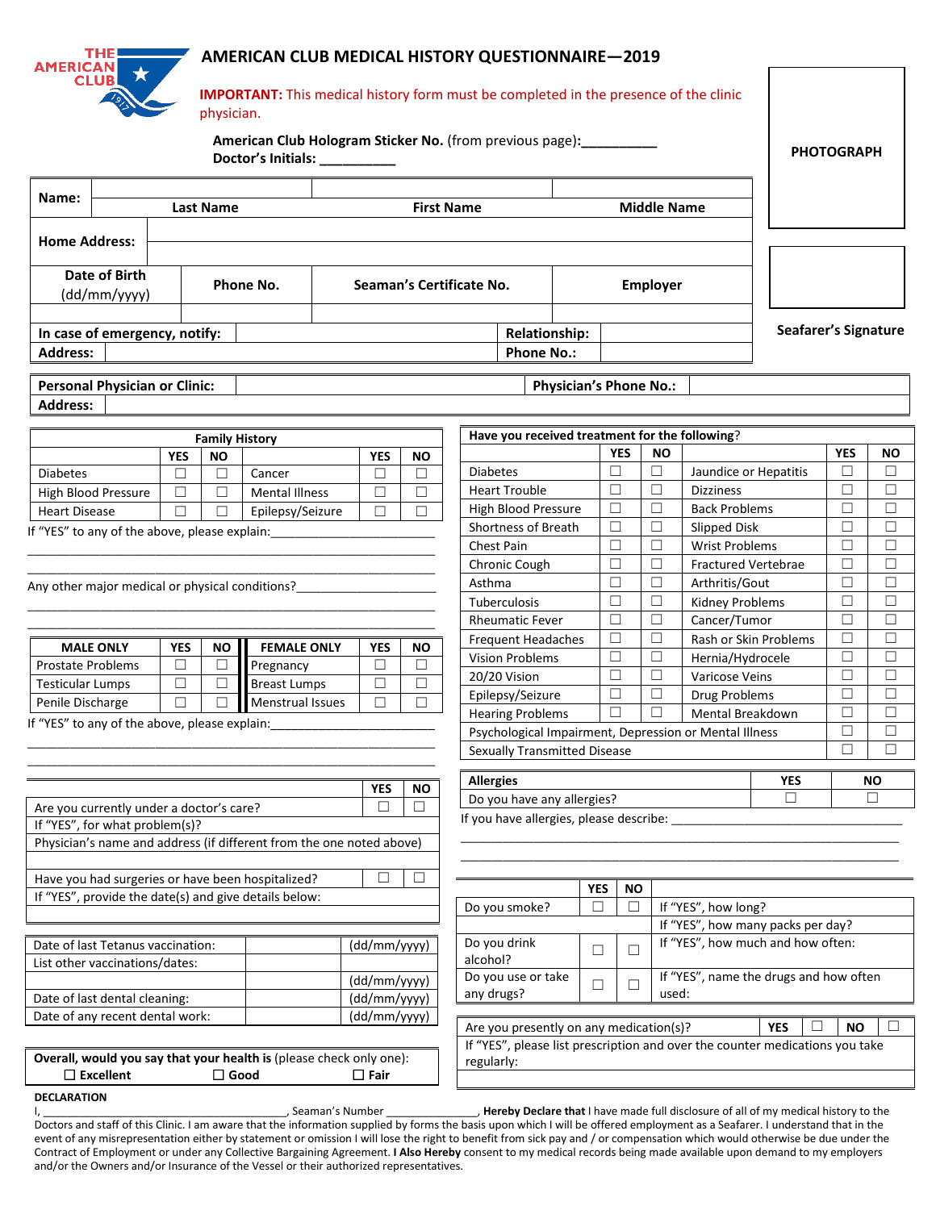# AMERICAN CLUB MEDICAL HISTORY QUESTIONNAIRE—2019

**IMPORTANT:** This medical history form must be completed in the presence of the clinic physician.

**American Club Hologram Sticker No.** (from previous page):__________

**Doctor's Initials:** __________

**PHOTOGRAPH**

**Seafarer's Signature**

| **Name:** | **Last Name** | **First Name** | **Middle Name** |
|---|---|---|---|
| **Home Address:** | | | |

| **Date of Birth** (dd/mm/yyyy) | **Phone No.** | **Seaman's Certificate No.** | **Employer** |
|---|---|---|---|
| | | | |

| **In case of emergency, notify:** | | **Relationship:** | |
|---|---|---|---|
| **Address:** | | **Phone No.:** | |

| **Personal Physician or Clinic:** | | **Physician's Phone No.:** | |
|---|---|---|---|
| **Address:** | | | |

| **Family History** | YES | NO | | YES | NO |
|---|---|---|---|---|---|
| Diabetes | ☐ | ☐ | Cancer | ☐ | ☐ |
| High Blood Pressure | ☐ | ☐ | Mental Illness | ☐ | ☐ |
| Heart Disease | ☐ | ☐ | Epilepsy/Seizure | ☐ | ☐ |

If "YES" to any of the above, please explain:_______________________

Any other major medical or physical conditions?____________________

| MALE ONLY | YES | NO | FEMALE ONLY | YES | NO |
|---|---|---|---|---|---|
| Prostate Problems | ☐ | ☐ | Pregnancy | ☐ | ☐ |
| Testicular Lumps | ☐ | ☐ | Breast Lumps | ☐ | ☐ |
| Penile Discharge | ☐ | ☐ | Menstrual Issues | ☐ | ☐ |

If "YES" to any of the above, please explain:_______________________

| | YES | NO |
|---|---|---|
| Are you currently under a doctor's care? | ☐ | ☐ |
| If "YES", for what problem(s)? | | |
| Physician's name and address (if different from the one noted above) | | |
| Have you had surgeries or have been hospitalized? | ☐ | ☐ |
| If "YES", provide the date(s) and give details below: | | |

| | | |
|---|---|---|
| Date of last Tetanus vaccination: | | (dd/mm/yyyy) |
| List other vaccinations/dates: | | |
| | | (dd/mm/yyyy) |
| Date of last dental cleaning: | | (dd/mm/yyyy) |
| Date of any recent dental work: | | (dd/mm/yyyy) |

**Overall, would you say that your health is** (please check only one):
☐ **Excellent** ☐ **Good** ☐ **Fair**

| **Have you received treatment for the following?** | YES | NO | | YES | NO |
|---|---|---|---|---|---|
| Diabetes | ☐ | ☐ | Jaundice or Hepatitis | ☐ | ☐ |
| Heart Trouble | ☐ | ☐ | Dizziness | ☐ | ☐ |
| High Blood Pressure | ☐ | ☐ | Back Problems | ☐ | ☐ |
| Shortness of Breath | ☐ | ☐ | Slipped Disk | ☐ | ☐ |
| Chest Pain | ☐ | ☐ | Wrist Problems | ☐ | ☐ |
| Chronic Cough | ☐ | ☐ | Fractured Vertebrae | ☐ | ☐ |
| Asthma | ☐ | ☐ | Arthritis/Gout | ☐ | ☐ |
| Tuberculosis | ☐ | ☐ | Kidney Problems | ☐ | ☐ |
| Rheumatic Fever | ☐ | ☐ | Cancer/Tumor | ☐ | ☐ |
| Frequent Headaches | ☐ | ☐ | Rash or Skin Problems | ☐ | ☐ |
| Vision Problems | ☐ | ☐ | Hernia/Hydrocele | ☐ | ☐ |
| 20/20 Vision | ☐ | ☐ | Varicose Veins | ☐ | ☐ |
| Epilepsy/Seizure | ☐ | ☐ | Drug Problems | ☐ | ☐ |
| Hearing Problems | ☐ | ☐ | Mental Breakdown | ☐ | ☐ |
| Psychological Impairment, Depression or Mental Illness | | | | ☐ | ☐ |
| Sexually Transmitted Disease | | | | ☐ | ☐ |

| **Allergies** | YES | NO |
|---|---|---|
| Do you have any allergies? | ☐ | ☐ |

If you have allergies, please describe: ___________________________________

| | YES | NO | |
|---|---|---|---|
| Do you smoke? | ☐ | ☐ | If "YES", how long? |
| | | | If "YES", how many packs per day? |
| Do you drink alcohol? | ☐ | ☐ | If "YES", how much and how often: |
| Do you use or take any drugs? | ☐ | ☐ | If "YES", name the drugs and how often used: |

| Are you presently on any medication(s)? | YES ☐ | NO ☐ |
|---|---|---|
| If "YES", please list prescription and over the counter medications you take regularly: | | |

**DECLARATION**

I, ______________________________________, Seaman's Number _______________, **Hereby Declare that** I have made full disclosure of all of my medical history to the Doctors and staff of this Clinic. I am aware that the information supplied by forms the basis upon which I will be offered employment as a Seafarer. I understand that in the event of any misrepresentation either by statement or omission I will lose the right to benefit from sick pay and / or compensation which would otherwise be due under the Contract of Employment or under any Collective Bargaining Agreement. **I Also Hereby** consent to my medical records being made available upon demand to my employers and/or the Owners and/or Insurance of the Vessel or their authorized representatives.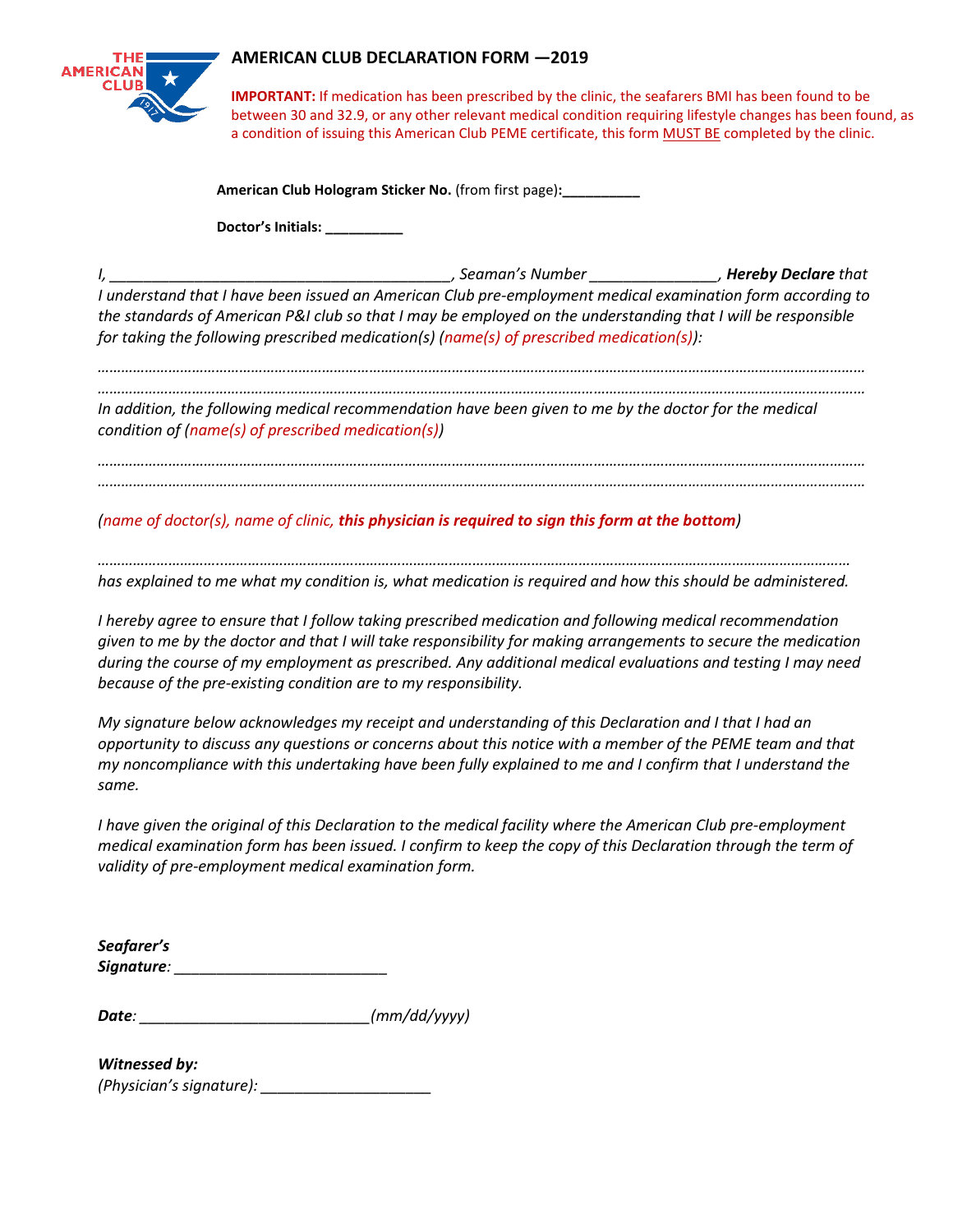# AMERICAN CLUB DECLARATION FORM —2019

**IMPORTANT:** If medication has been prescribed by the clinic, the seafarers BMI has been found to be between 30 and 32.9, or any other relevant medical condition requiring lifestyle changes has been found, as a condition of issuing this American Club PEME certificate, this form MUST BE completed by the clinic.

**American Club Hologram Sticker No.** (from first page)**:__________**

**Doctor's Initials: __________**

*I, ________________________________________, Seaman's Number _______________,* ***Hereby Declare*** *that I understand that I have been issued an American Club pre-employment medical examination form according to the standards of American P&I club so that I may be employed on the understanding that I will be responsible for taking the following prescribed medication(s) (name(s) of prescribed medication(s)):*

………………………………………………………………………………………………………………………………………………………………

………………………………………………………………………………………………………………………………………………………………

*In addition, the following medical recommendation have been given to me by the doctor for the medical condition of (name(s) of prescribed medication(s))*

………………………………………………………………………………………………………………………………………………………………

………………………………………………………………………………………………………………………………………………………………

*(name of doctor(s), name of clinic,* ***this physician is required to sign this form at the bottom****)*

………………………………………………………………………………………………………………………………………………………………

*has explained to me what my condition is, what medication is required and how this should be administered.*

*I hereby agree to ensure that I follow taking prescribed medication and following medical recommendation given to me by the doctor and that I will take responsibility for making arrangements to secure the medication during the course of my employment as prescribed. Any additional medical evaluations and testing I may need because of the pre-existing condition are to my responsibility.*

*My signature below acknowledges my receipt and understanding of this Declaration and I that I had an opportunity to discuss any questions or concerns about this notice with a member of the PEME team and that my noncompliance with this undertaking have been fully explained to me and I confirm that I understand the same.*

*I have given the original of this Declaration to the medical facility where the American Club pre-employment medical examination form has been issued. I confirm to keep the copy of this Declaration through the term of validity of pre-employment medical examination form.*

***Seafarer's Signature****: ________________________*

***Date****: __________________________(mm/dd/yyyy)*

***Witnessed by:***
*(Physician's signature): ____________________*